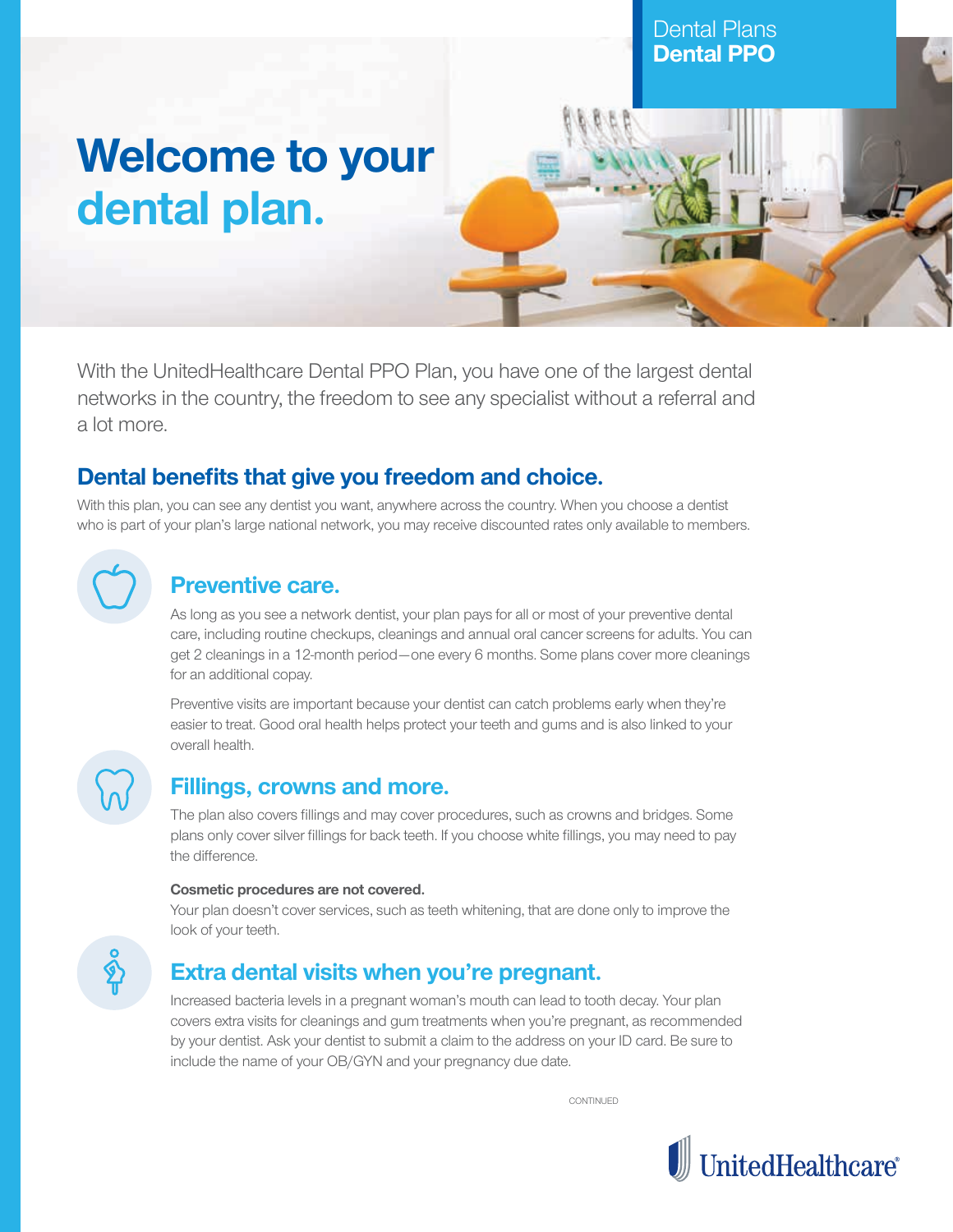Dental Plans
**Dental PPO**

# Welcome to your dental plan.

With the UnitedHealthcare Dental PPO Plan, you have one of the largest dental networks in the country, the freedom to see any specialist without a referral and a lot more.

## Dental benefits that give you freedom and choice.

With this plan, you can see any dentist you want, anywhere across the country. When you choose a dentist who is part of your plan's large national network, you may receive discounted rates only available to members.

### Preventive care.

As long as you see a network dentist, your plan pays for all or most of your preventive dental care, including routine checkups, cleanings and annual oral cancer screens for adults. You can get 2 cleanings in a 12-month period—one every 6 months. Some plans cover more cleanings for an additional copay.

Preventive visits are important because your dentist can catch problems early when they're easier to treat. Good oral health helps protect your teeth and gums and is also linked to your overall health.

### Fillings, crowns and more.

The plan also covers fillings and may cover procedures, such as crowns and bridges. Some plans only cover silver fillings for back teeth. If you choose white fillings, you may need to pay the difference.

**Cosmetic procedures are not covered.**
Your plan doesn't cover services, such as teeth whitening, that are done only to improve the look of your teeth.

### Extra dental visits when you're pregnant.

Increased bacteria levels in a pregnant woman's mouth can lead to tooth decay. Your plan covers extra visits for cleanings and gum treatments when you're pregnant, as recommended by your dentist. Ask your dentist to submit a claim to the address on your ID card. Be sure to include the name of your OB/GYN and your pregnancy due date.

CONTINUED

UnitedHealthcare®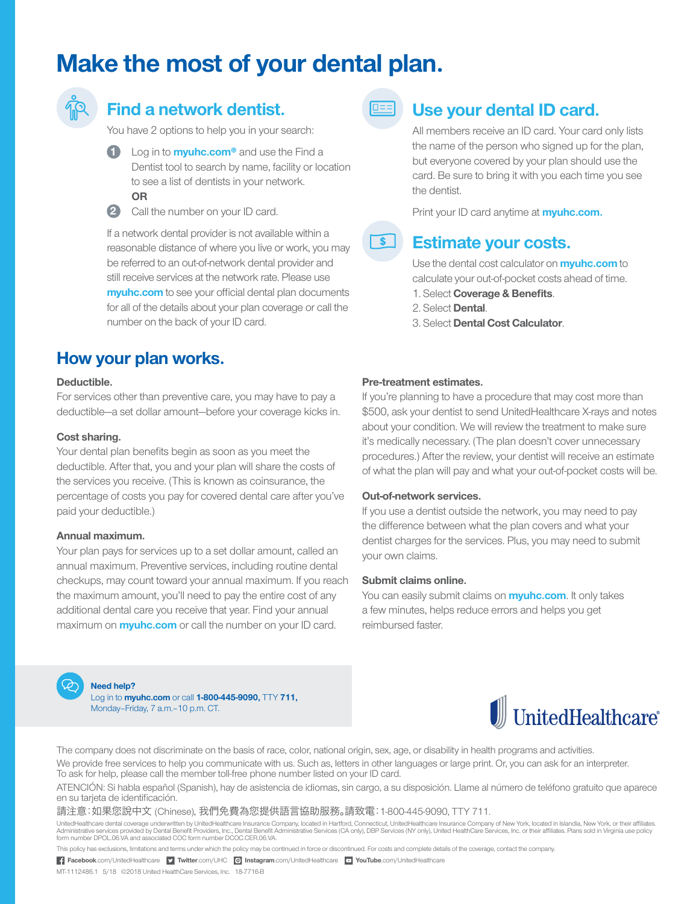# Make the most of your dental plan.

## Find a network dentist.

You have 2 options to help you in your search:

1. Log in to **myuhc.com®** and use the Find a Dentist tool to search by name, facility or location to see a list of dentists in your network.
   **OR**
2. Call the number on your ID card.

If a network dental provider is not available within a reasonable distance of where you live or work, you may be referred to an out-of-network dental provider and still receive services at the network rate. Please use **myuhc.com** to see your official dental plan documents for all of the details about your plan coverage or call the number on the back of your ID card.

## Use your dental ID card.

All members receive an ID card. Your card only lists the name of the person who signed up for the plan, but everyone covered by your plan should use the card. Be sure to bring it with you each time you see the dentist.

Print your ID card anytime at **myuhc.com.**

## Estimate your costs.

Use the dental cost calculator on **myuhc.com** to calculate your out-of-pocket costs ahead of time.

1. Select **Coverage & Benefits**.
2. Select **Dental**.
3. Select **Dental Cost Calculator**.

## How your plan works.

**Deductible.**
For services other than preventive care, you may have to pay a deductible—a set dollar amount—before your coverage kicks in.

**Cost sharing.**
Your dental plan benefits begin as soon as you meet the deductible. After that, you and your plan will share the costs of the services you receive. (This is known as coinsurance, the percentage of costs you pay for covered dental care after you've paid your deductible.)

**Annual maximum.**
Your plan pays for services up to a set dollar amount, called an annual maximum. Preventive services, including routine dental checkups, may count toward your annual maximum. If you reach the maximum amount, you'll need to pay the entire cost of any additional dental care you receive that year. Find your annual maximum on **myuhc.com** or call the number on your ID card.

**Pre-treatment estimates.**
If you're planning to have a procedure that may cost more than $500, ask your dentist to send UnitedHealthcare X-rays and notes about your condition. We will review the treatment to make sure it's medically necessary. (The plan doesn't cover unnecessary procedures.) After the review, your dentist will receive an estimate of what the plan will pay and what your out-of-pocket costs will be.

**Out-of-network services.**
If you use a dentist outside the network, you may need to pay the difference between what the plan covers and what your dentist charges for the services. Plus, you may need to submit your own claims.

**Submit claims online.**
You can easily submit claims on **myuhc.com**. It only takes a few minutes, helps reduce errors and helps you get reimbursed faster.

**Need help?**
Log in to **myuhc.com** or call **1-800-445-9090,** TTY **711,**
Monday–Friday, 7 a.m.–10 p.m. CT.

UnitedHealthcare®

The company does not discriminate on the basis of race, color, national origin, sex, age, or disability in health programs and activities.

We provide free services to help you communicate with us. Such as, letters in other languages or large print. Or, you can ask for an interpreter. To ask for help, please call the member toll-free phone number listed on your ID card.

ATENCIÓN: Si habla español (Spanish), hay de asistencia de idiomas, sin cargo, a su disposición. Llame al número de teléfono gratuito que aparece en su tarjeta de identificación.

請注意：如果您說中文 (Chinese), 我們免費為您提供語言協助服務。請致電：1-800-445-9090, TTY 711.

UnitedHealthcare dental coverage underwritten by UnitedHealthcare Insurance Company, located in Hartford, Connecticut, UnitedHealthcare Insurance Company of New York, located in Islandia, New York, or their affiliates. Administrative services provided by Dental Benefit Providers, Inc., Dental Benefit Administrative Services (CA only), DBP Services (NY only), United HealthCare Services, Inc. or their affiliates. Plans sold in Virginia use policy form number DPOL.06.VA and associated COC form number DCOC.CER.06.VA.

This policy has exclusions, limitations and terms under which the policy may be continued in force or discontinued. For costs and complete details of the coverage, contact the company.

**Facebook**.com/UnitedHealthcare **Twitter**.com/UHC **Instagram**.com/UnitedHealthcare **YouTube**.com/UnitedHealthcare

MT-1112486.1 5/18 ©2018 United HealthCare Services, Inc. 18-7716-B